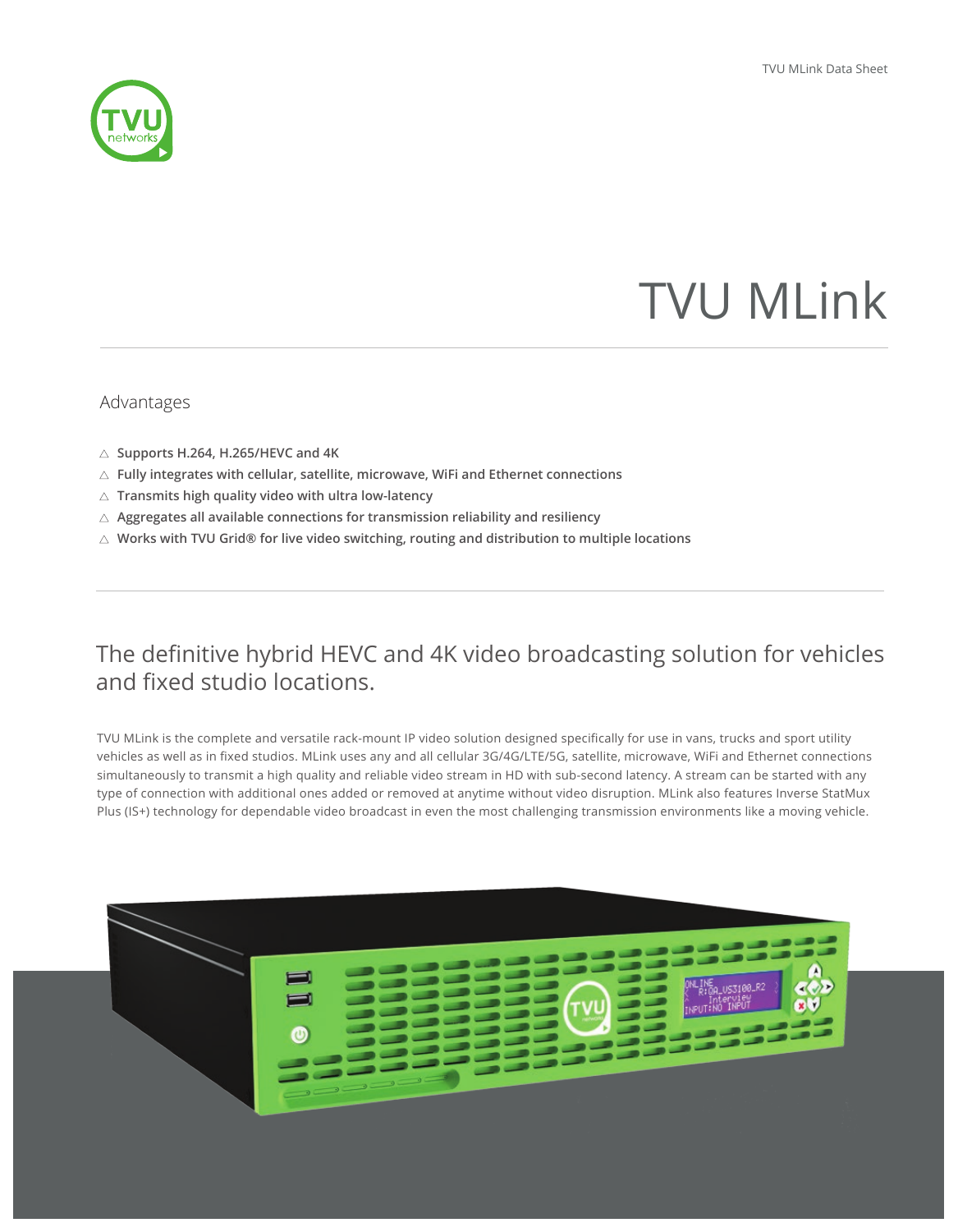# TVU MLink

## Advantages

- Supports H.264, H.265/HEVC and 4K
- Fully integrates with cellular, satellite, microwave, WiFi and Ethernet connections
- Transmits high quality video with ultra low-latency
- Aggregates all available connections for transmission reliability and resiliency
- Works with TVU Grid® for live video switching, routing and distribution to multiple locations

## The definitive hybrid HEVC and 4K video broadcasting solution for vehicles and fixed studio locations.

TVU MLink is the complete and versatile rack-mount IP video solution designed specifically for use in vans, trucks and sport utility vehicles as well as in fixed studios. MLink uses any and all cellular 3G/4G/LTE/5G, satellite, microwave, WiFi and Ethernet connections simultaneously to transmit a high quality and reliable video stream in HD with sub-second latency. A stream can be started with any type of connection with additional ones added or removed at anytime without video disruption. MLink also features Inverse StatMux Plus (IS+) technology for dependable video broadcast in even the most challenging transmission environments like a moving vehicle.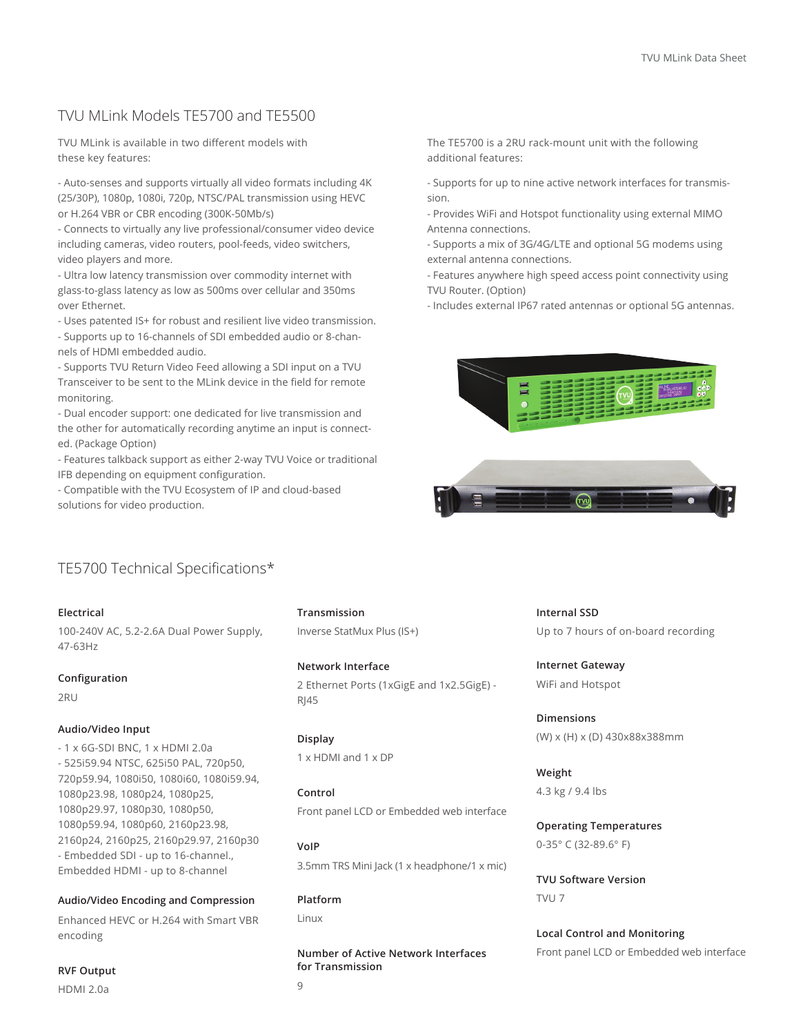## TVU MLink Models TE5700 and TE5500

TVU MLink is available in two different models with these key features:

- Auto-senses and supports virtually all video formats including 4K (25/30P), 1080p, 1080i, 720p, NTSC/PAL transmission using HEVC or H.264 VBR or CBR encoding (300K-50Mb/s)
- Connects to virtually any live professional/consumer video device including cameras, video routers, pool-feeds, video switchers, video players and more.
- Ultra low latency transmission over commodity internet with glass-to-glass latency as low as 500ms over cellular and 350ms over Ethernet.
- Uses patented IS+ for robust and resilient live video transmission.
- Supports up to 16-channels of SDI embedded audio or 8-channels of HDMI embedded audio.
- Supports TVU Return Video Feed allowing a SDI input on a TVU Transceiver to be sent to the MLink device in the field for remote monitoring.
- Dual encoder support: one dedicated for live transmission and the other for automatically recording anytime an input is connected. (Package Option)
- Features talkback support as either 2-way TVU Voice or traditional IFB depending on equipment configuration.
- Compatible with the TVU Ecosystem of IP and cloud-based solutions for video production.

The TE5700 is a 2RU rack-mount unit with the following additional features:

- Supports for up to nine active network interfaces for transmission.
- Provides WiFi and Hotspot functionality using external MIMO Antenna connections.
- Supports a mix of 3G/4G/LTE and optional 5G modems using external antenna connections.
- Features anywhere high speed access point connectivity using TVU Router. (Option)
- Includes external IP67 rated antennas or optional 5G antennas.

## TE5700 Technical Specifications*

**Electrical**
100-240V AC, 5.2-2.6A Dual Power Supply, 47-63Hz

**Configuration**
2RU

**Audio/Video Input**
- 1 x 6G-SDI BNC, 1 x HDMI 2.0a
- 525i59.94 NTSC, 625i50 PAL, 720p50, 720p59.94, 1080i50, 1080i60, 1080i59.94, 1080p23.98, 1080p24, 1080p25, 1080p29.97, 1080p30, 1080p50, 1080p59.94, 1080p60, 2160p23.98, 2160p24, 2160p25, 2160p29.97, 2160p30
- Embedded SDI - up to 16-channel., Embedded HDMI - up to 8-channel

**Audio/Video Encoding and Compression**
Enhanced HEVC or H.264 with Smart VBR encoding

**RVF Output**
HDMI 2.0a

**Transmission**
Inverse StatMux Plus (IS+)

**Network Interface**
2 Ethernet Ports (1xGigE and 1x2.5GigE) - RJ45

**Display**
1 x HDMI and 1 x DP

**Control**
Front panel LCD or Embedded web interface

**VoIP**
3.5mm TRS Mini Jack (1 x headphone/1 x mic)

**Platform**
Linux

**Number of Active Network Interfaces for Transmission**
9

**Internal SSD**
Up to 7 hours of on-board recording

**Internet Gateway**
WiFi and Hotspot

**Dimensions**
(W) x (H) x (D) 430x88x388mm

**Weight**
4.3 kg / 9.4 lbs

**Operating Temperatures**
0-35° C (32-89.6° F)

**TVU Software Version**
TVU 7

**Local Control and Monitoring**
Front panel LCD or Embedded web interface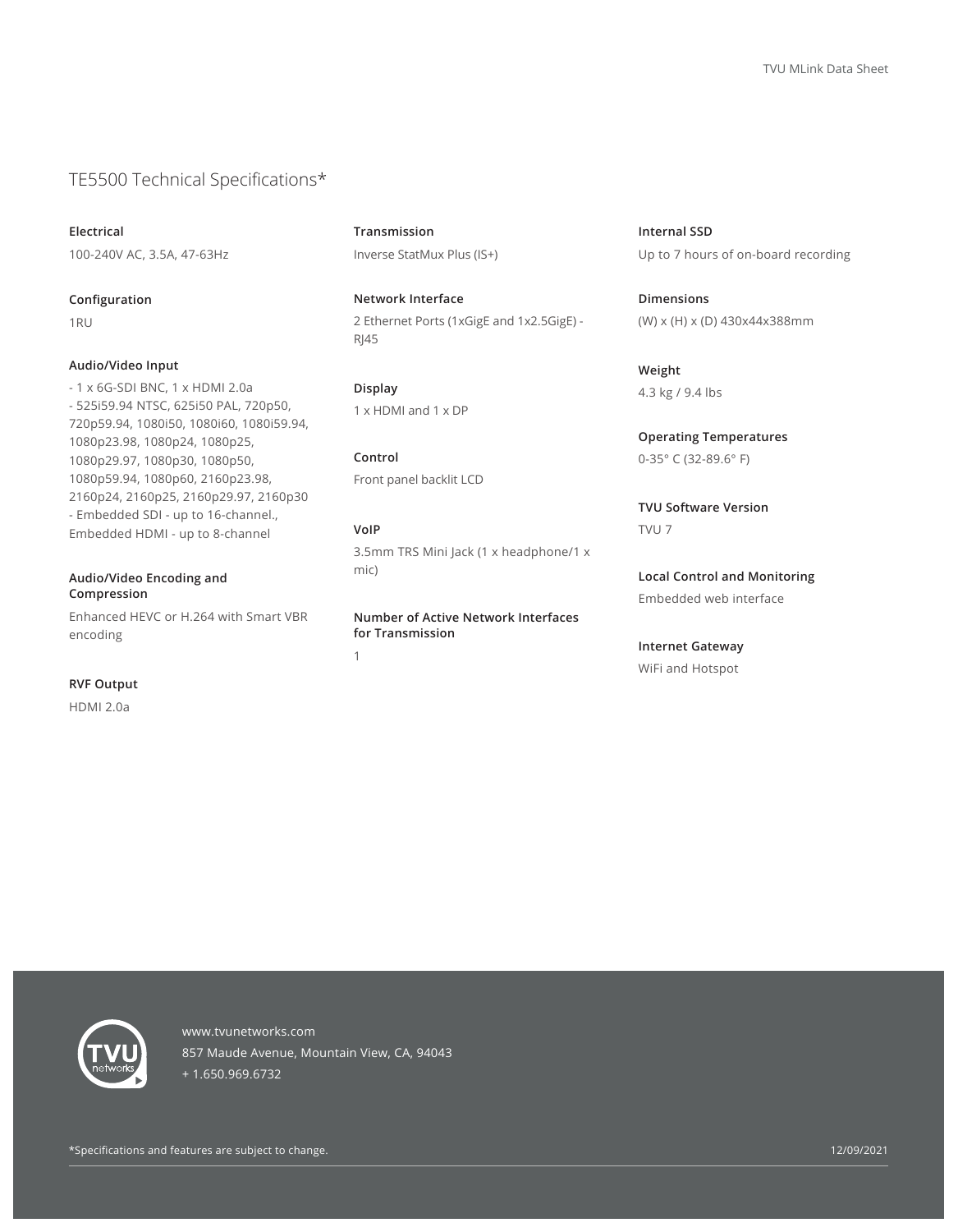## TE5500 Technical Specifications*

**Electrical**

100-240V AC, 3.5A, 47-63Hz

**Configuration**

1RU

**Audio/Video Input**

- 1 x 6G-SDI BNC, 1 x HDMI 2.0a
- 525i59.94 NTSC, 625i50 PAL, 720p50, 720p59.94, 1080i50, 1080i60, 1080i59.94, 1080p23.98, 1080p24, 1080p25, 1080p29.97, 1080p30, 1080p50, 1080p59.94, 1080p60, 2160p23.98, 2160p24, 2160p25, 2160p29.97, 2160p30
- Embedded SDI - up to 16-channel., Embedded HDMI - up to 8-channel

**Audio/Video Encoding and Compression**

Enhanced HEVC or H.264 with Smart VBR encoding

**RVF Output**

HDMI 2.0a

**Transmission**

Inverse StatMux Plus (IS+)

**Network Interface**

2 Ethernet Ports (1xGigE and 1x2.5GigE) - RJ45

**Display**

1 x HDMI and 1 x DP

**Control**

Front panel backlit LCD

**VoIP**

3.5mm TRS Mini Jack (1 x headphone/1 x mic)

**Number of Active Network Interfaces for Transmission**

1

**Internal SSD**

Up to 7 hours of on-board recording

**Dimensions**

(W) x (H) x (D) 430x44x388mm

**Weight**

4.3 kg / 9.4 lbs

**Operating Temperatures**

0-35° C (32-89.6° F)

**TVU Software Version**

TVU 7

**Local Control and Monitoring**

Embedded web interface

**Internet Gateway**

WiFi and Hotspot

www.tvunetworks.com
857 Maude Avenue, Mountain View, CA, 94043
+ 1.650.969.6732

*Specifications and features are subject to change.

12/09/2021